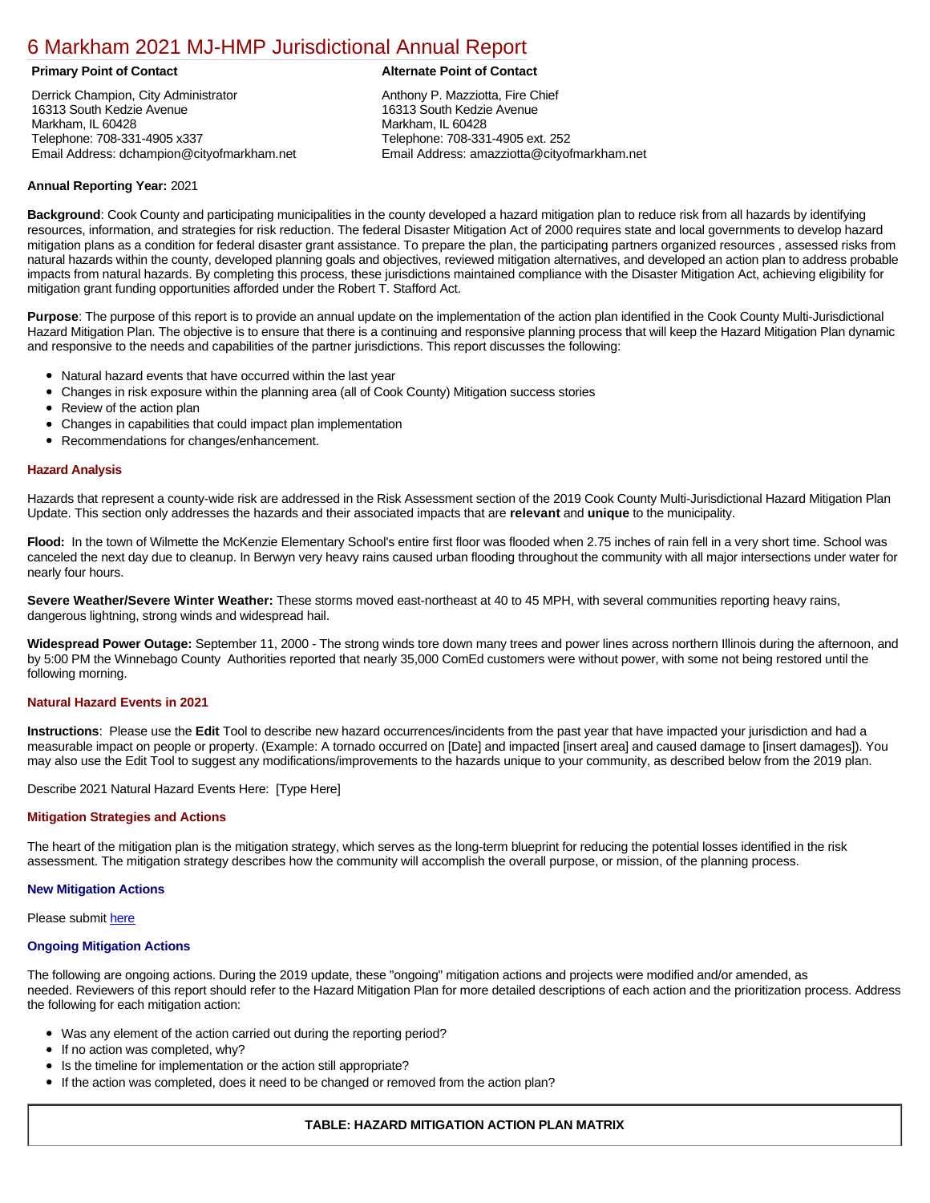# 6 Markham 2021 MJ-HMP Jurisdictional Annual Report

**Primary Point of Contact**

Derrick Champion, City Administrator
16313 South Kedzie Avenue
Markham, IL 60428
Telephone: 708-331-4905 x337
Email Address: dchampion@cityofmarkham.net

**Alternate Point of Contact**

Anthony P. Mazziotta, Fire Chief
16313 South Kedzie Avenue
Markham, IL 60428
Telephone: 708-331-4905 ext. 252
Email Address: amazziotta@cityofmarkham.net

**Annual Reporting Year:** 2021

**Background**: Cook County and participating municipalities in the county developed a hazard mitigation plan to reduce risk from all hazards by identifying resources, information, and strategies for risk reduction. The federal Disaster Mitigation Act of 2000 requires state and local governments to develop hazard mitigation plans as a condition for federal disaster grant assistance. To prepare the plan, the participating partners organized resources , assessed risks from natural hazards within the county, developed planning goals and objectives, reviewed mitigation alternatives, and developed an action plan to address probable impacts from natural hazards. By completing this process, these jurisdictions maintained compliance with the Disaster Mitigation Act, achieving eligibility for mitigation grant funding opportunities afforded under the Robert T. Stafford Act.

**Purpose**: The purpose of this report is to provide an annual update on the implementation of the action plan identified in the Cook County Multi-Jurisdictional Hazard Mitigation Plan. The objective is to ensure that there is a continuing and responsive planning process that will keep the Hazard Mitigation Plan dynamic and responsive to the needs and capabilities of the partner jurisdictions. This report discusses the following:

- Natural hazard events that have occurred within the last year
- Changes in risk exposure within the planning area (all of Cook County) Mitigation success stories
- Review of the action plan
- Changes in capabilities that could impact plan implementation
- Recommendations for changes/enhancement.

### Hazard Analysis

Hazards that represent a county-wide risk are addressed in the Risk Assessment section of the 2019 Cook County Multi-Jurisdictional Hazard Mitigation Plan Update. This section only addresses the hazards and their associated impacts that are **relevant** and **unique** to the municipality.

**Flood:** In the town of Wilmette the McKenzie Elementary School's entire first floor was flooded when 2.75 inches of rain fell in a very short time. School was canceled the next day due to cleanup. In Berwyn very heavy rains caused urban flooding throughout the community with all major intersections under water for nearly four hours.

**Severe Weather/Severe Winter Weather:** These storms moved east-northeast at 40 to 45 MPH, with several communities reporting heavy rains, dangerous lightning, strong winds and widespread hail.

**Widespread Power Outage:** September 11, 2000 - The strong winds tore down many trees and power lines across northern Illinois during the afternoon, and by 5:00 PM the Winnebago County Authorities reported that nearly 35,000 ComEd customers were without power, with some not being restored until the following morning.

### Natural Hazard Events in 2021

**Instructions**: Please use the **Edit** Tool to describe new hazard occurrences/incidents from the past year that have impacted your jurisdiction and had a measurable impact on people or property. (Example: A tornado occurred on [Date] and impacted [insert area] and caused damage to [insert damages]). You may also use the Edit Tool to suggest any modifications/improvements to the hazards unique to your community, as described below from the 2019 plan.

Describe 2021 Natural Hazard Events Here: [Type Here]

### Mitigation Strategies and Actions

The heart of the mitigation plan is the mitigation strategy, which serves as the long-term blueprint for reducing the potential losses identified in the risk assessment. The mitigation strategy describes how the community will accomplish the overall purpose, or mission, of the planning process.

#### New Mitigation Actions

Please submit here

#### Ongoing Mitigation Actions

The following are ongoing actions. During the 2019 update, these "ongoing" mitigation actions and projects were modified and/or amended, as needed. Reviewers of this report should refer to the Hazard Mitigation Plan for more detailed descriptions of each action and the prioritization process. Address the following for each mitigation action:

- Was any element of the action carried out during the reporting period?
- If no action was completed, why?
- Is the timeline for implementation or the action still appropriate?
- If the action was completed, does it need to be changed or removed from the action plan?

**TABLE: HAZARD MITIGATION ACTION PLAN MATRIX**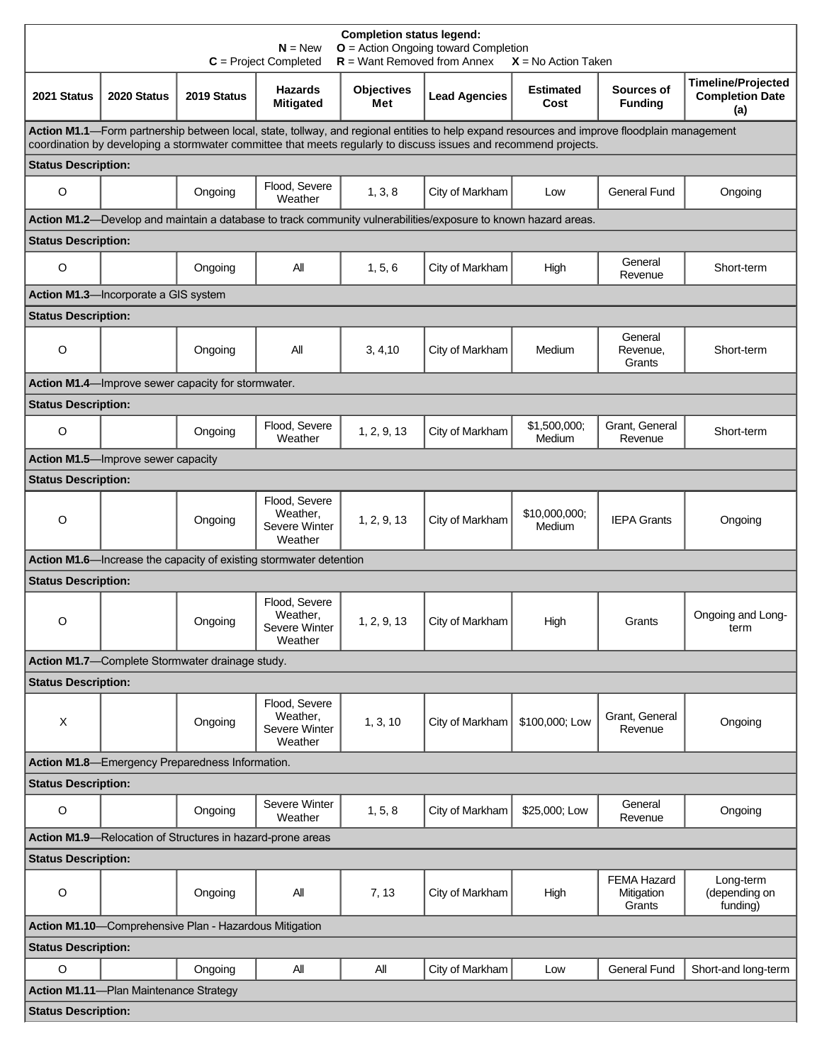**Completion status legend:**
**N** = New **O** = Action Ongoing toward Completion
**C** = Project Completed **R** = Want Removed from Annex **X** = No Action Taken

| 2021 Status | 2020 Status | 2019 Status | Hazards Mitigated | Objectives Met | Lead Agencies | Estimated Cost | Sources of Funding | Timeline/Projected Completion Date (a) |
|---|---|---|---|---|---|---|---|---|
| **Action M1.1**—Form partnership between local, state, tollway, and regional entities to help expand resources and improve floodplain management coordination by developing a stormwater committee that meets regularly to discuss issues and recommend projects. | | | | | | | | |
| **Status Description:** | | | | | | | | |
| O | | Ongoing | Flood, Severe Weather | 1, 3, 8 | City of Markham | Low | General Fund | Ongoing |
| **Action M1.2**—Develop and maintain a database to track community vulnerabilities/exposure to known hazard areas. | | | | | | | | |
| **Status Description:** | | | | | | | | |
| O | | Ongoing | All | 1, 5, 6 | City of Markham | High | General Revenue | Short-term |
| **Action M1.3**—Incorporate a GIS system | | | | | | | | |
| **Status Description:** | | | | | | | | |
| O | | Ongoing | All | 3, 4,10 | City of Markham | Medium | General Revenue, Grants | Short-term |
| **Action M1.4**—Improve sewer capacity for stormwater. | | | | | | | | |
| **Status Description:** | | | | | | | | |
| O | | Ongoing | Flood, Severe Weather | 1, 2, 9, 13 | City of Markham | $1,500,000; Medium | Grant, General Revenue | Short-term |
| **Action M1.5**—Improve sewer capacity | | | | | | | | |
| **Status Description:** | | | | | | | | |
| O | | Ongoing | Flood, Severe Weather, Severe Winter Weather | 1, 2, 9, 13 | City of Markham | $10,000,000; Medium | IEPA Grants | Ongoing |
| **Action M1.6**—Increase the capacity of existing stormwater detention | | | | | | | | |
| **Status Description:** | | | | | | | | |
| O | | Ongoing | Flood, Severe Weather, Severe Winter Weather | 1, 2, 9, 13 | City of Markham | High | Grants | Ongoing and Long-term |
| **Action M1.7**—Complete Stormwater drainage study. | | | | | | | | |
| **Status Description:** | | | | | | | | |
| X | | Ongoing | Flood, Severe Weather, Severe Winter Weather | 1, 3, 10 | City of Markham | $100,000; Low | Grant, General Revenue | Ongoing |
| **Action M1.8**—Emergency Preparedness Information. | | | | | | | | |
| **Status Description:** | | | | | | | | |
| O | | Ongoing | Severe Winter Weather | 1, 5, 8 | City of Markham | $25,000; Low | General Revenue | Ongoing |
| **Action M1.9**—Relocation of Structures in hazard-prone areas | | | | | | | | |
| **Status Description:** | | | | | | | | |
| O | | Ongoing | All | 7, 13 | City of Markham | High | FEMA Hazard Mitigation Grants | Long-term (depending on funding) |
| **Action M1.10**—Comprehensive Plan - Hazardous Mitigation | | | | | | | | |
| **Status Description:** | | | | | | | | |
| O | | Ongoing | All | All | City of Markham | Low | General Fund | Short-and long-term |
| **Action M1.11**—Plan Maintenance Strategy | | | | | | | | |
| **Status Description:** | | | | | | | | |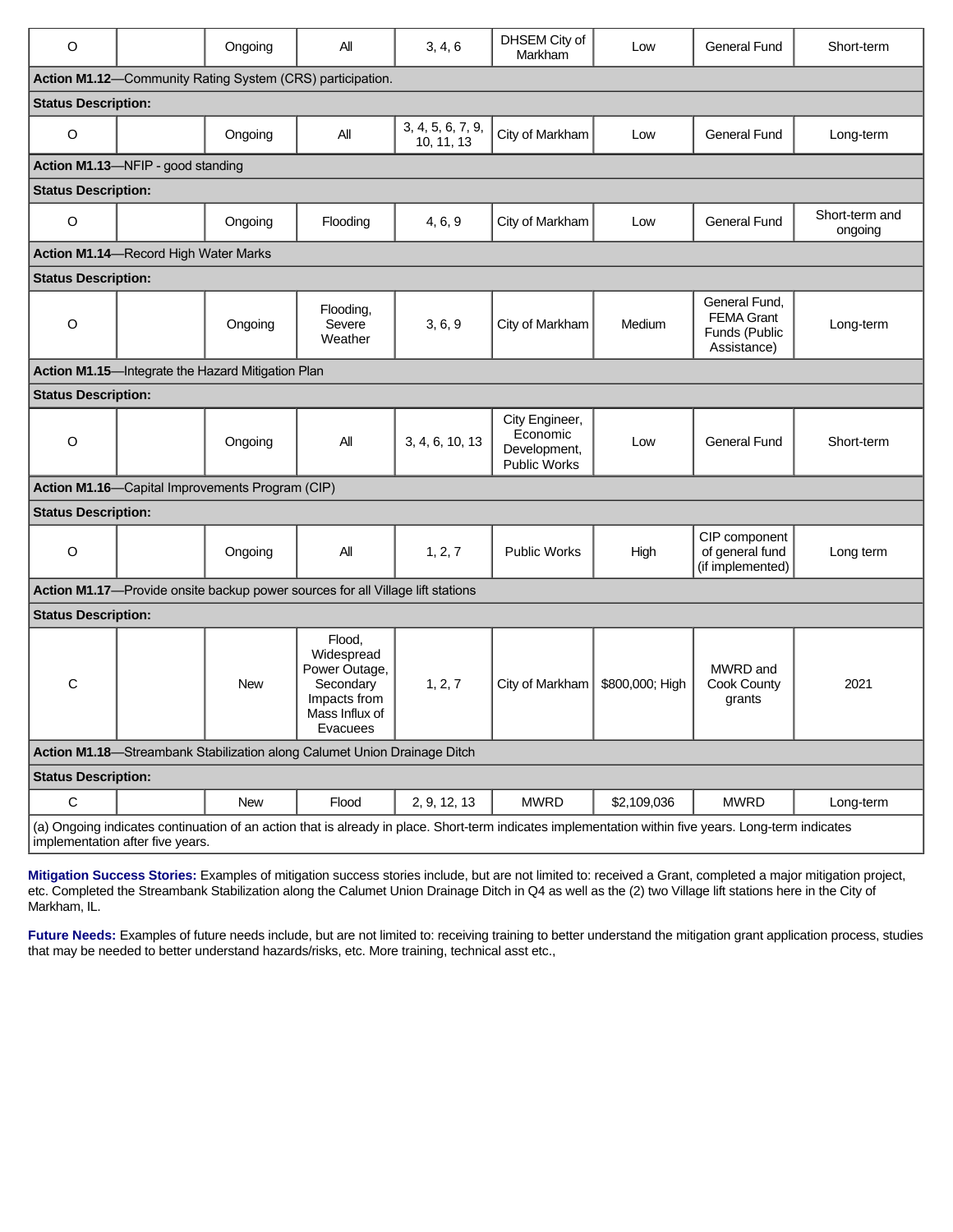| | | | | | | | | |
|---|---|---|---|---|---|---|---|---|
| O | | Ongoing | All | 3, 4, 6 | DHSEM City of Markham | Low | General Fund | Short-term |
| **Action M1.12**—Community Rating System (CRS) participation. | | | | | | | | |
| **Status Description:** | | | | | | | | |
| O | | Ongoing | All | 3, 4, 5, 6, 7, 9, 10, 11, 13 | City of Markham | Low | General Fund | Long-term |
| **Action M1.13**—NFIP - good standing | | | | | | | | |
| **Status Description:** | | | | | | | | |
| O | | Ongoing | Flooding | 4, 6, 9 | City of Markham | Low | General Fund | Short-term and ongoing |
| **Action M1.14**—Record High Water Marks | | | | | | | | |
| **Status Description:** | | | | | | | | |
| O | | Ongoing | Flooding, Severe Weather | 3, 6, 9 | City of Markham | Medium | General Fund, FEMA Grant Funds (Public Assistance) | Long-term |
| **Action M1.15**—Integrate the Hazard Mitigation Plan | | | | | | | | |
| **Status Description:** | | | | | | | | |
| O | | Ongoing | All | 3, 4, 6, 10, 13 | City Engineer, Economic Development, Public Works | Low | General Fund | Short-term |
| **Action M1.16**—Capital Improvements Program (CIP) | | | | | | | | |
| **Status Description:** | | | | | | | | |
| O | | Ongoing | All | 1, 2, 7 | Public Works | High | CIP component of general fund (if implemented) | Long term |
| **Action M1.17**—Provide onsite backup power sources for all Village lift stations | | | | | | | | |
| **Status Description:** | | | | | | | | |
| C | | New | Flood, Widespread Power Outage, Secondary Impacts from Mass Influx of Evacuees | 1, 2, 7 | City of Markham | $800,000; High | MWRD and Cook County grants | 2021 |
| **Action M1.18**—Streambank Stabilization along Calumet Union Drainage Ditch | | | | | | | | |
| **Status Description:** | | | | | | | | |
| C | | New | Flood | 2, 9, 12, 13 | MWRD | $2,109,036 | MWRD | Long-term |
| (a) Ongoing indicates continuation of an action that is already in place. Short-term indicates implementation within five years. Long-term indicates implementation after five years. | | | | | | | | |

**Mitigation Success Stories:** Examples of mitigation success stories include, but are not limited to: received a Grant, completed a major mitigation project, etc. Completed the Streambank Stabilization along the Calumet Union Drainage Ditch in Q4 as well as the (2) two Village lift stations here in the City of Markham, IL.

**Future Needs:** Examples of future needs include, but are not limited to: receiving training to better understand the mitigation grant application process, studies that may be needed to better understand hazards/risks, etc. More training, technical asst etc.,